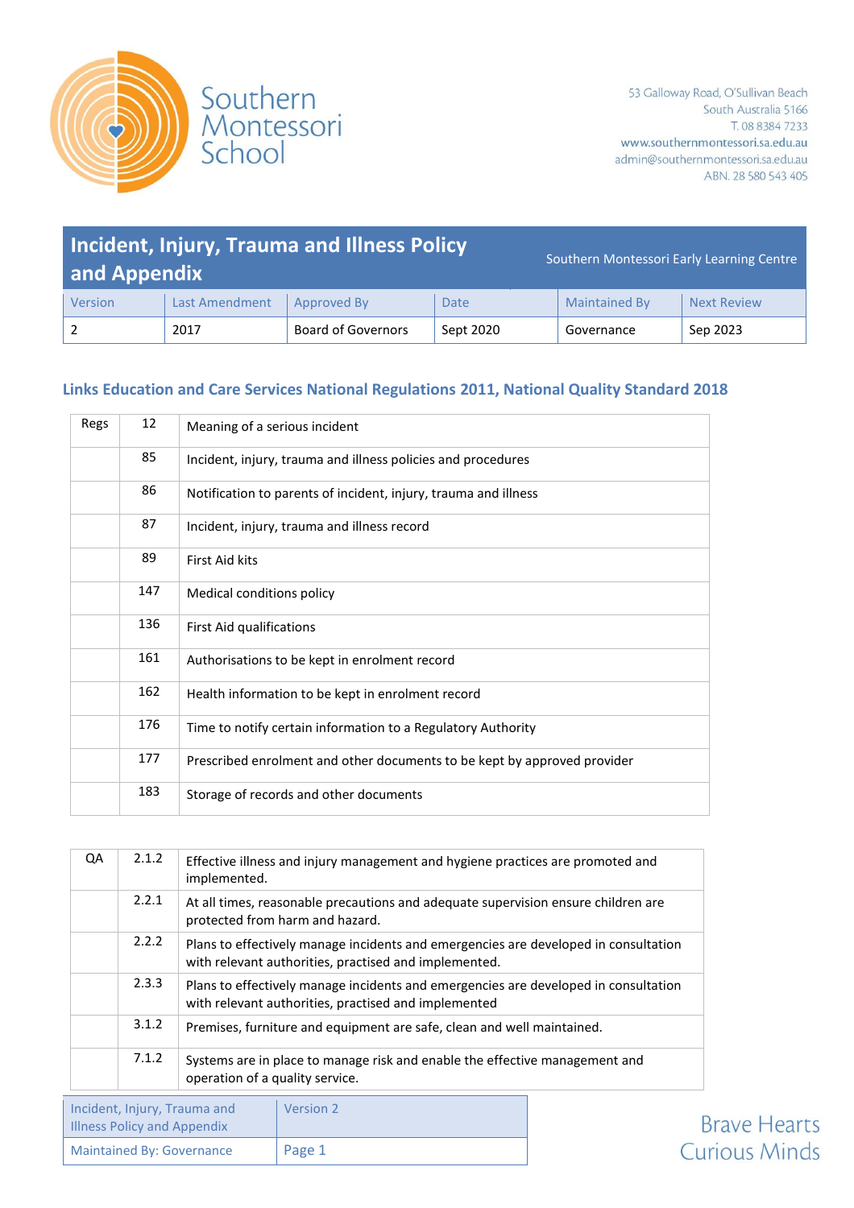Southern Montessori School

53 Galloway Road, O'Sullivan Beach
South Australia 5166
T. 08 8384 7233
www.southernmontessori.sa.edu.au
admin@southernmontessori.sa.edu.au
ABN. 28 580 543 405

# Incident, Injury, Trauma and Illness Policy and Appendix

Southern Montessori Early Learning Centre

| Version | Last Amendment | Approved By | Date | Maintained By | Next Review |
|---|---|---|---|---|---|
| 2 | 2017 | Board of Governors | Sept 2020 | Governance | Sep 2023 |

## Links Education and Care Services National Regulations 2011, National Quality Standard 2018

| Regs | 12 | Meaning of a serious incident |
|---|---|---|
| | 85 | Incident, injury, trauma and illness policies and procedures |
| | 86 | Notification to parents of incident, injury, trauma and illness |
| | 87 | Incident, injury, trauma and illness record |
| | 89 | First Aid kits |
| | 147 | Medical conditions policy |
| | 136 | First Aid qualifications |
| | 161 | Authorisations to be kept in enrolment record |
| | 162 | Health information to be kept in enrolment record |
| | 176 | Time to notify certain information to a Regulatory Authority |
| | 177 | Prescribed enrolment and other documents to be kept by approved provider |
| | 183 | Storage of records and other documents |

| QA | 2.1.2 | Effective illness and injury management and hygiene practices are promoted and implemented. |
|---|---|---|
| | 2.2.1 | At all times, reasonable precautions and adequate supervision ensure children are protected from harm and hazard. |
| | 2.2.2 | Plans to effectively manage incidents and emergencies are developed in consultation with relevant authorities, practised and implemented. |
| | 2.3.3 | Plans to effectively manage incidents and emergencies are developed in consultation with relevant authorities, practised and implemented |
| | 3.1.2 | Premises, furniture and equipment are safe, clean and well maintained. |
| | 7.1.2 | Systems are in place to manage risk and enable the effective management and operation of a quality service. |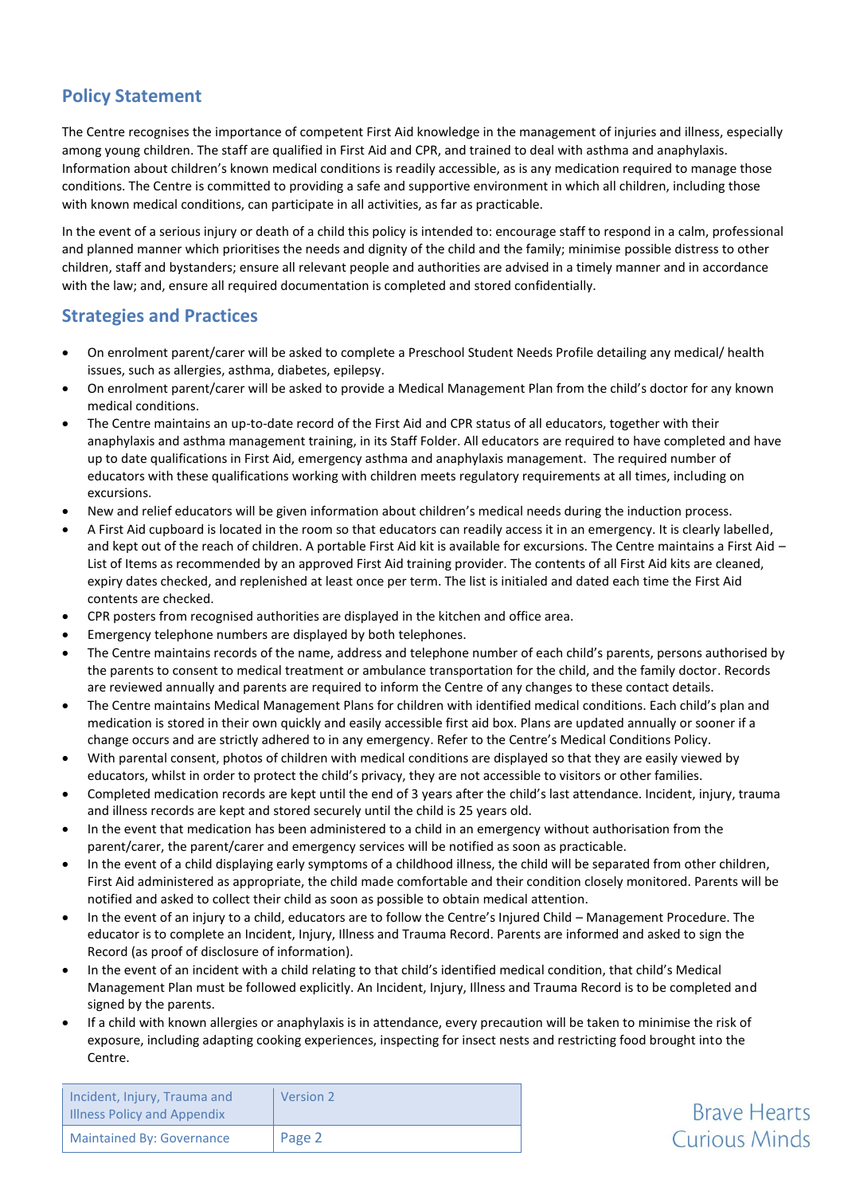## Policy Statement

The Centre recognises the importance of competent First Aid knowledge in the management of injuries and illness, especially among young children. The staff are qualified in First Aid and CPR, and trained to deal with asthma and anaphylaxis. Information about children's known medical conditions is readily accessible, as is any medication required to manage those conditions. The Centre is committed to providing a safe and supportive environment in which all children, including those with known medical conditions, can participate in all activities, as far as practicable.

In the event of a serious injury or death of a child this policy is intended to: encourage staff to respond in a calm, professional and planned manner which prioritises the needs and dignity of the child and the family; minimise possible distress to other children, staff and bystanders; ensure all relevant people and authorities are advised in a timely manner and in accordance with the law; and, ensure all required documentation is completed and stored confidentially.

## Strategies and Practices

- On enrolment parent/carer will be asked to complete a Preschool Student Needs Profile detailing any medical/ health issues, such as allergies, asthma, diabetes, epilepsy.
- On enrolment parent/carer will be asked to provide a Medical Management Plan from the child's doctor for any known medical conditions.
- The Centre maintains an up-to-date record of the First Aid and CPR status of all educators, together with their anaphylaxis and asthma management training, in its Staff Folder. All educators are required to have completed and have up to date qualifications in First Aid, emergency asthma and anaphylaxis management. The required number of educators with these qualifications working with children meets regulatory requirements at all times, including on excursions.
- New and relief educators will be given information about children's medical needs during the induction process.
- A First Aid cupboard is located in the room so that educators can readily access it in an emergency. It is clearly labelled, and kept out of the reach of children. A portable First Aid kit is available for excursions. The Centre maintains a First Aid – List of Items as recommended by an approved First Aid training provider. The contents of all First Aid kits are cleaned, expiry dates checked, and replenished at least once per term. The list is initialed and dated each time the First Aid contents are checked.
- CPR posters from recognised authorities are displayed in the kitchen and office area.
- Emergency telephone numbers are displayed by both telephones.
- The Centre maintains records of the name, address and telephone number of each child's parents, persons authorised by the parents to consent to medical treatment or ambulance transportation for the child, and the family doctor. Records are reviewed annually and parents are required to inform the Centre of any changes to these contact details.
- The Centre maintains Medical Management Plans for children with identified medical conditions. Each child's plan and medication is stored in their own quickly and easily accessible first aid box. Plans are updated annually or sooner if a change occurs and are strictly adhered to in any emergency. Refer to the Centre's Medical Conditions Policy.
- With parental consent, photos of children with medical conditions are displayed so that they are easily viewed by educators, whilst in order to protect the child's privacy, they are not accessible to visitors or other families.
- Completed medication records are kept until the end of 3 years after the child's last attendance. Incident, injury, trauma and illness records are kept and stored securely until the child is 25 years old.
- In the event that medication has been administered to a child in an emergency without authorisation from the parent/carer, the parent/carer and emergency services will be notified as soon as practicable.
- In the event of a child displaying early symptoms of a childhood illness, the child will be separated from other children, First Aid administered as appropriate, the child made comfortable and their condition closely monitored. Parents will be notified and asked to collect their child as soon as possible to obtain medical attention.
- In the event of an injury to a child, educators are to follow the Centre's Injured Child – Management Procedure. The educator is to complete an Incident, Injury, Illness and Trauma Record. Parents are informed and asked to sign the Record (as proof of disclosure of information).
- In the event of an incident with a child relating to that child's identified medical condition, that child's Medical Management Plan must be followed explicitly. An Incident, Injury, Illness and Trauma Record is to be completed and signed by the parents.
- If a child with known allergies or anaphylaxis is in attendance, every precaution will be taken to minimise the risk of exposure, including adapting cooking experiences, inspecting for insect nests and restricting food brought into the Centre.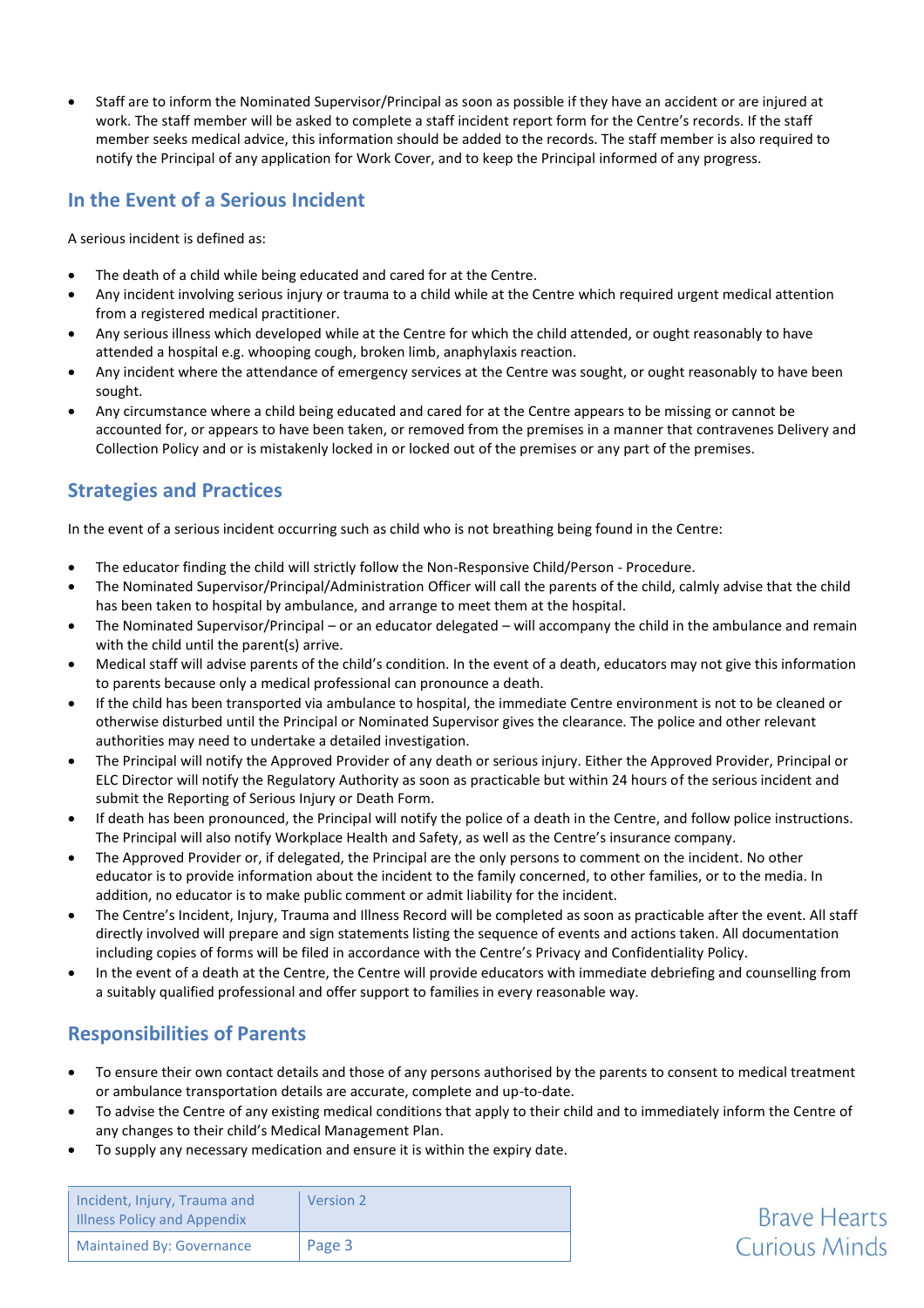- Staff are to inform the Nominated Supervisor/Principal as soon as possible if they have an accident or are injured at work. The staff member will be asked to complete a staff incident report form for the Centre's records. If the staff member seeks medical advice, this information should be added to the records. The staff member is also required to notify the Principal of any application for Work Cover, and to keep the Principal informed of any progress.

## In the Event of a Serious Incident

A serious incident is defined as:

- The death of a child while being educated and cared for at the Centre.
- Any incident involving serious injury or trauma to a child while at the Centre which required urgent medical attention from a registered medical practitioner.
- Any serious illness which developed while at the Centre for which the child attended, or ought reasonably to have attended a hospital e.g. whooping cough, broken limb, anaphylaxis reaction.
- Any incident where the attendance of emergency services at the Centre was sought, or ought reasonably to have been sought.
- Any circumstance where a child being educated and cared for at the Centre appears to be missing or cannot be accounted for, or appears to have been taken, or removed from the premises in a manner that contravenes Delivery and Collection Policy and or is mistakenly locked in or locked out of the premises or any part of the premises.

## Strategies and Practices

In the event of a serious incident occurring such as child who is not breathing being found in the Centre:

- The educator finding the child will strictly follow the Non-Responsive Child/Person - Procedure.
- The Nominated Supervisor/Principal/Administration Officer will call the parents of the child, calmly advise that the child has been taken to hospital by ambulance, and arrange to meet them at the hospital.
- The Nominated Supervisor/Principal – or an educator delegated – will accompany the child in the ambulance and remain with the child until the parent(s) arrive.
- Medical staff will advise parents of the child's condition. In the event of a death, educators may not give this information to parents because only a medical professional can pronounce a death.
- If the child has been transported via ambulance to hospital, the immediate Centre environment is not to be cleaned or otherwise disturbed until the Principal or Nominated Supervisor gives the clearance. The police and other relevant authorities may need to undertake a detailed investigation.
- The Principal will notify the Approved Provider of any death or serious injury. Either the Approved Provider, Principal or ELC Director will notify the Regulatory Authority as soon as practicable but within 24 hours of the serious incident and submit the Reporting of Serious Injury or Death Form.
- If death has been pronounced, the Principal will notify the police of a death in the Centre, and follow police instructions. The Principal will also notify Workplace Health and Safety, as well as the Centre's insurance company.
- The Approved Provider or, if delegated, the Principal are the only persons to comment on the incident. No other educator is to provide information about the incident to the family concerned, to other families, or to the media. In addition, no educator is to make public comment or admit liability for the incident.
- The Centre's Incident, Injury, Trauma and Illness Record will be completed as soon as practicable after the event. All staff directly involved will prepare and sign statements listing the sequence of events and actions taken. All documentation including copies of forms will be filed in accordance with the Centre's Privacy and Confidentiality Policy.
- In the event of a death at the Centre, the Centre will provide educators with immediate debriefing and counselling from a suitably qualified professional and offer support to families in every reasonable way.

## Responsibilities of Parents

- To ensure their own contact details and those of any persons authorised by the parents to consent to medical treatment or ambulance transportation details are accurate, complete and up-to-date.
- To advise the Centre of any existing medical conditions that apply to their child and to immediately inform the Centre of any changes to their child's Medical Management Plan.
- To supply any necessary medication and ensure it is within the expiry date.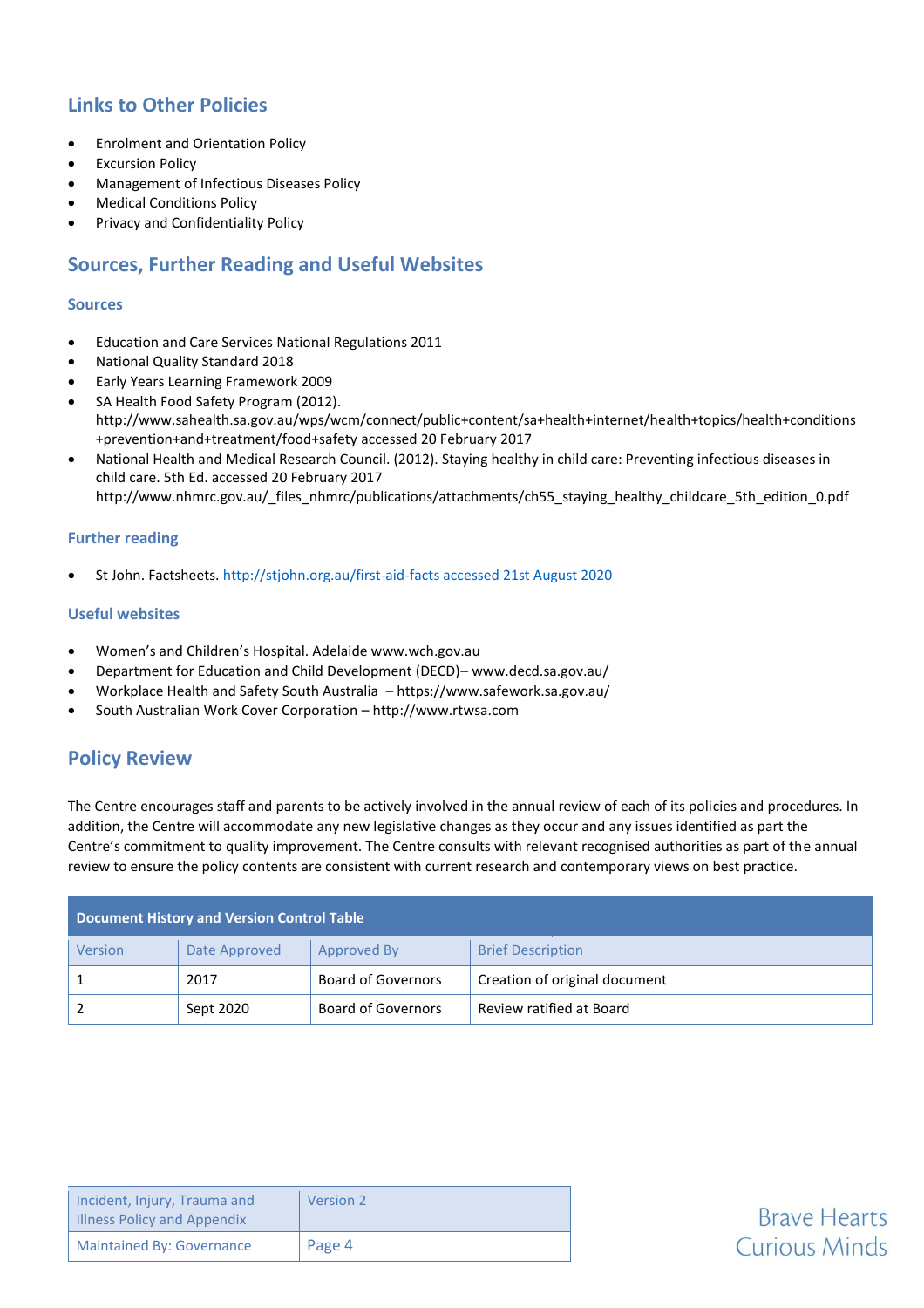## Links to Other Policies

- Enrolment and Orientation Policy
- Excursion Policy
- Management of Infectious Diseases Policy
- Medical Conditions Policy
- Privacy and Confidentiality Policy

## Sources, Further Reading and Useful Websites

### Sources

- Education and Care Services National Regulations 2011
- National Quality Standard 2018
- Early Years Learning Framework 2009
- SA Health Food Safety Program (2012). http://www.sahealth.sa.gov.au/wps/wcm/connect/public+content/sa+health+internet/health+topics/health+conditions+prevention+and+treatment/food+safety accessed 20 February 2017
- National Health and Medical Research Council. (2012). Staying healthy in child care: Preventing infectious diseases in child care. 5th Ed. accessed 20 February 2017 http://www.nhmrc.gov.au/_files_nhmrc/publications/attachments/ch55_staying_healthy_childcare_5th_edition_0.pdf

### Further reading

- St John. Factsheets. http://stjohn.org.au/first-aid-facts accessed 21st August 2020

### Useful websites

- Women's and Children's Hospital. Adelaide www.wch.gov.au
- Department for Education and Child Development (DECD)– www.decd.sa.gov.au/
- Workplace Health and Safety South Australia – https://www.safework.sa.gov.au/
- South Australian Work Cover Corporation – http://www.rtwsa.com

## Policy Review

The Centre encourages staff and parents to be actively involved in the annual review of each of its policies and procedures. In addition, the Centre will accommodate any new legislative changes as they occur and any issues identified as part the Centre's commitment to quality improvement. The Centre consults with relevant recognised authorities as part of the annual review to ensure the policy contents are consistent with current research and contemporary views on best practice.

| Document History and Version Control Table | | | |
|---|---|---|---|
| Version | Date Approved | Approved By | Brief Description |
| 1 | 2017 | Board of Governors | Creation of original document |
| 2 | Sept 2020 | Board of Governors | Review ratified at Board |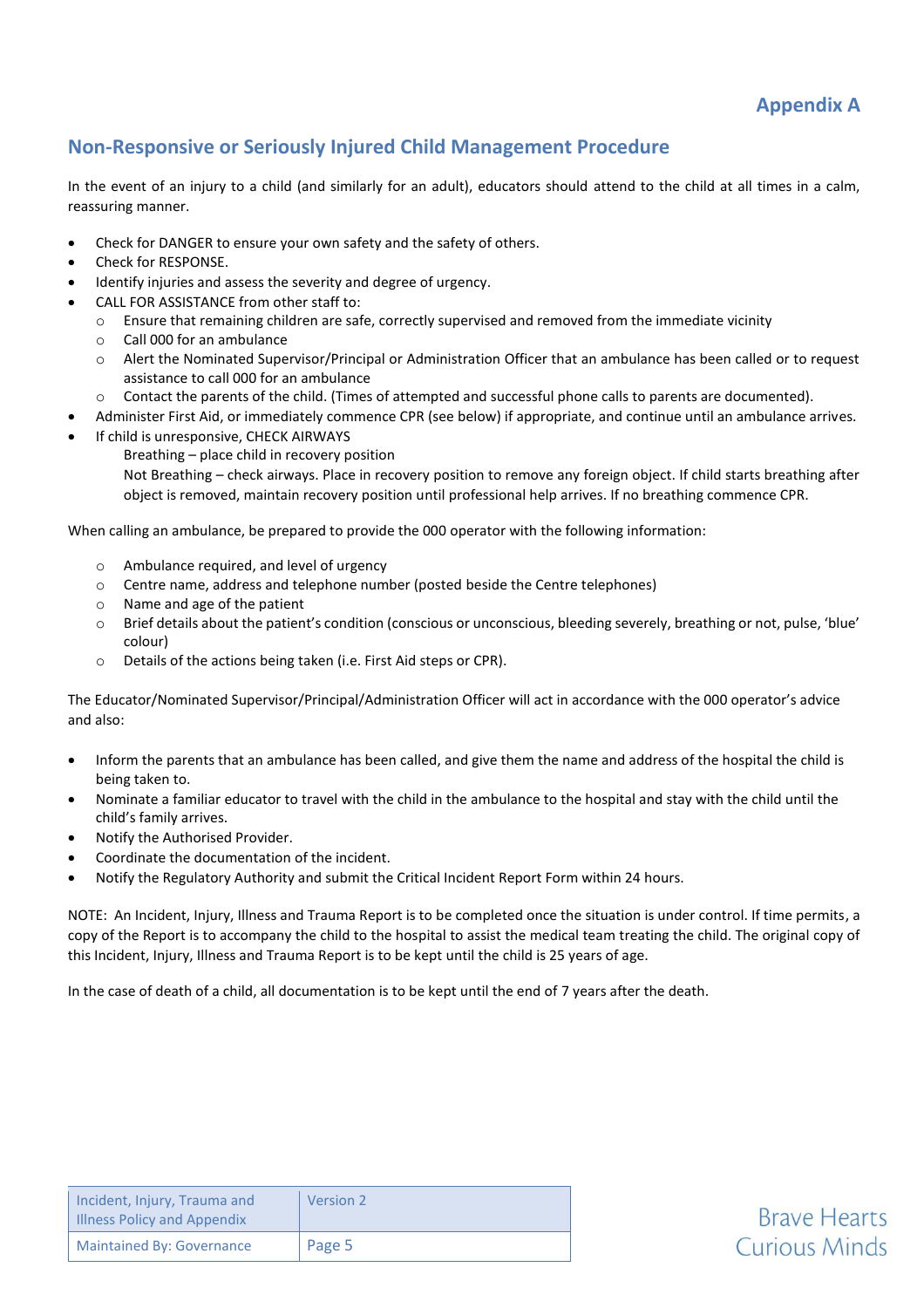## Appendix A

## Non-Responsive or Seriously Injured Child Management Procedure

In the event of an injury to a child (and similarly for an adult), educators should attend to the child at all times in a calm, reassuring manner.

- Check for DANGER to ensure your own safety and the safety of others.
- Check for RESPONSE.
- Identify injuries and assess the severity and degree of urgency.
- CALL FOR ASSISTANCE from other staff to:
  - Ensure that remaining children are safe, correctly supervised and removed from the immediate vicinity
  - Call 000 for an ambulance
  - Alert the Nominated Supervisor/Principal or Administration Officer that an ambulance has been called or to request assistance to call 000 for an ambulance
  - Contact the parents of the child. (Times of attempted and successful phone calls to parents are documented).
- Administer First Aid, or immediately commence CPR (see below) if appropriate, and continue until an ambulance arrives.
- If child is unresponsive, CHECK AIRWAYS

  Breathing – place child in recovery position

  Not Breathing – check airways. Place in recovery position to remove any foreign object. If child starts breathing after object is removed, maintain recovery position until professional help arrives. If no breathing commence CPR.

When calling an ambulance, be prepared to provide the 000 operator with the following information:

- Ambulance required, and level of urgency
- Centre name, address and telephone number (posted beside the Centre telephones)
- Name and age of the patient
- Brief details about the patient's condition (conscious or unconscious, bleeding severely, breathing or not, pulse, 'blue' colour)
- Details of the actions being taken (i.e. First Aid steps or CPR).

The Educator/Nominated Supervisor/Principal/Administration Officer will act in accordance with the 000 operator's advice and also:

- Inform the parents that an ambulance has been called, and give them the name and address of the hospital the child is being taken to.
- Nominate a familiar educator to travel with the child in the ambulance to the hospital and stay with the child until the child's family arrives.
- Notify the Authorised Provider.
- Coordinate the documentation of the incident.
- Notify the Regulatory Authority and submit the Critical Incident Report Form within 24 hours.

NOTE: An Incident, Injury, Illness and Trauma Report is to be completed once the situation is under control. If time permits, a copy of the Report is to accompany the child to the hospital to assist the medical team treating the child. The original copy of this Incident, Injury, Illness and Trauma Report is to be kept until the child is 25 years of age.

In the case of death of a child, all documentation is to be kept until the end of 7 years after the death.